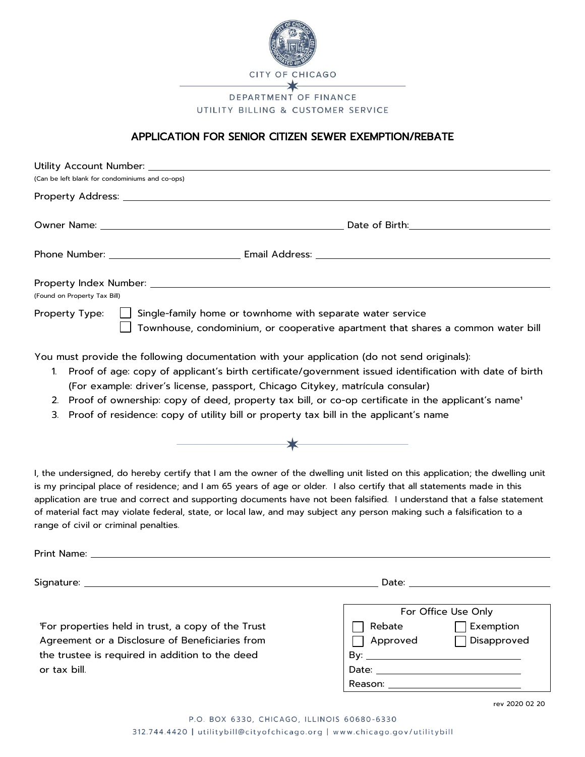CITY OF CHICAGO

DEPARTMENT OF FINANCE
UTILITY BILLING & CUSTOMER SERVICE

## APPLICATION FOR SENIOR CITIZEN SEWER EXEMPTION/REBATE

Utility Account Number: ______________________________
(Can be left blank for condominiums and co-ops)

Property Address: ______________________________

Owner Name: ______________________________ Date of Birth: ______________________________

Phone Number: ______________________________ Email Address: ______________________________

Property Index Number: ______________________________
(Found on Property Tax Bill)

Property Type:
- ☐ Single-family home or townhome with separate water service
- ☐ Townhouse, condominium, or cooperative apartment that shares a common water bill

You must provide the following documentation with your application (do not send originals):

1. Proof of age: copy of applicant's birth certificate/government issued identification with date of birth (For example: driver's license, passport, Chicago Citykey, matrícula consular)
2. Proof of ownership: copy of deed, property tax bill, or co-op certificate in the applicant's name[1]
3. Proof of residence: copy of utility bill or property tax bill in the applicant's name

I, the undersigned, do hereby certify that I am the owner of the dwelling unit listed on this application; the dwelling unit is my principal place of residence; and I am 65 years of age or older. I also certify that all statements made in this application are true and correct and supporting documents have not been falsified. I understand that a false statement of material fact may violate federal, state, or local law, and may subject any person making such a falsification to a range of civil or criminal penalties.

Print Name: ______________________________

Signature: ______________________________ Date: ______________________________

[1]For properties held in trust, a copy of the Trust Agreement or a Disclosure of Beneficiaries from the trustee is required in addition to the deed or tax bill.

| For Office Use Only | |
|---|---|
| ☐ Rebate | ☐ Exemption |
| ☐ Approved | ☐ Disapproved |
| By: ______________ | |
| Date: ______________ | |
| Reason: ______________ | |

rev 2020 02 20

P.O. BOX 6330, CHICAGO, ILLINOIS 60680-6330
312.744.4420 | utilitybill@cityofchicago.org | www.chicago.gov/utilitybill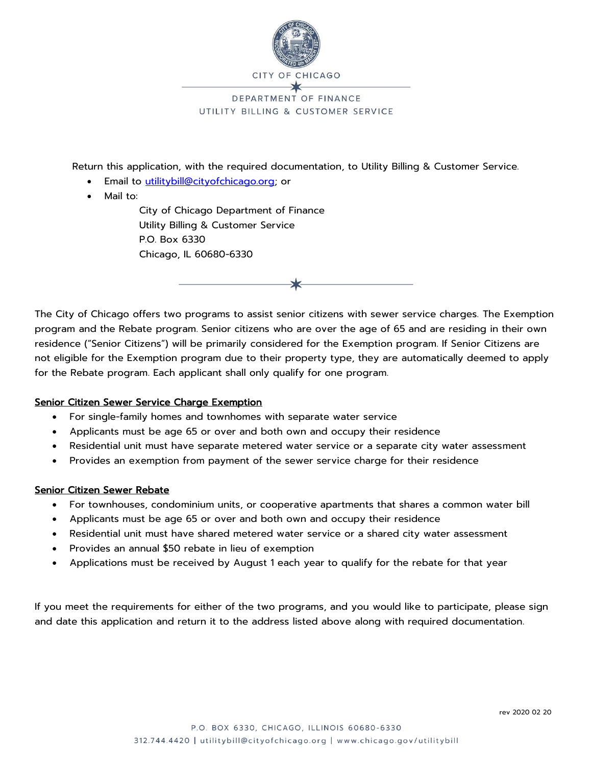CITY OF CHICAGO

DEPARTMENT OF FINANCE

UTILITY BILLING & CUSTOMER SERVICE

Return this application, with the required documentation, to Utility Billing & Customer Service.

- Email to utilitybill@cityofchicago.org; or
- Mail to:

  City of Chicago Department of Finance
  Utility Billing & Customer Service
  P.O. Box 6330
  Chicago, IL 60680-6330

The City of Chicago offers two programs to assist senior citizens with sewer service charges. The Exemption program and the Rebate program. Senior citizens who are over the age of 65 and are residing in their own residence ("Senior Citizens") will be primarily considered for the Exemption program. If Senior Citizens are not eligible for the Exemption program due to their property type, they are automatically deemed to apply for the Rebate program. Each applicant shall only qualify for one program.

**Senior Citizen Sewer Service Charge Exemption**

- For single-family homes and townhomes with separate water service
- Applicants must be age 65 or over and both own and occupy their residence
- Residential unit must have separate metered water service or a separate city water assessment
- Provides an exemption from payment of the sewer service charge for their residence

**Senior Citizen Sewer Rebate**

- For townhouses, condominium units, or cooperative apartments that shares a common water bill
- Applicants must be age 65 or over and both own and occupy their residence
- Residential unit must have shared metered water service or a shared city water assessment
- Provides an annual $50 rebate in lieu of exemption
- Applications must be received by August 1 each year to qualify for the rebate for that year

If you meet the requirements for either of the two programs, and you would like to participate, please sign and date this application and return it to the address listed above along with required documentation.

rev 2020 02 20

P.O. BOX 6330, CHICAGO, ILLINOIS 60680-6330

312.744.4420 | utilitybill@cityofchicago.org | www.chicago.gov/utilitybill